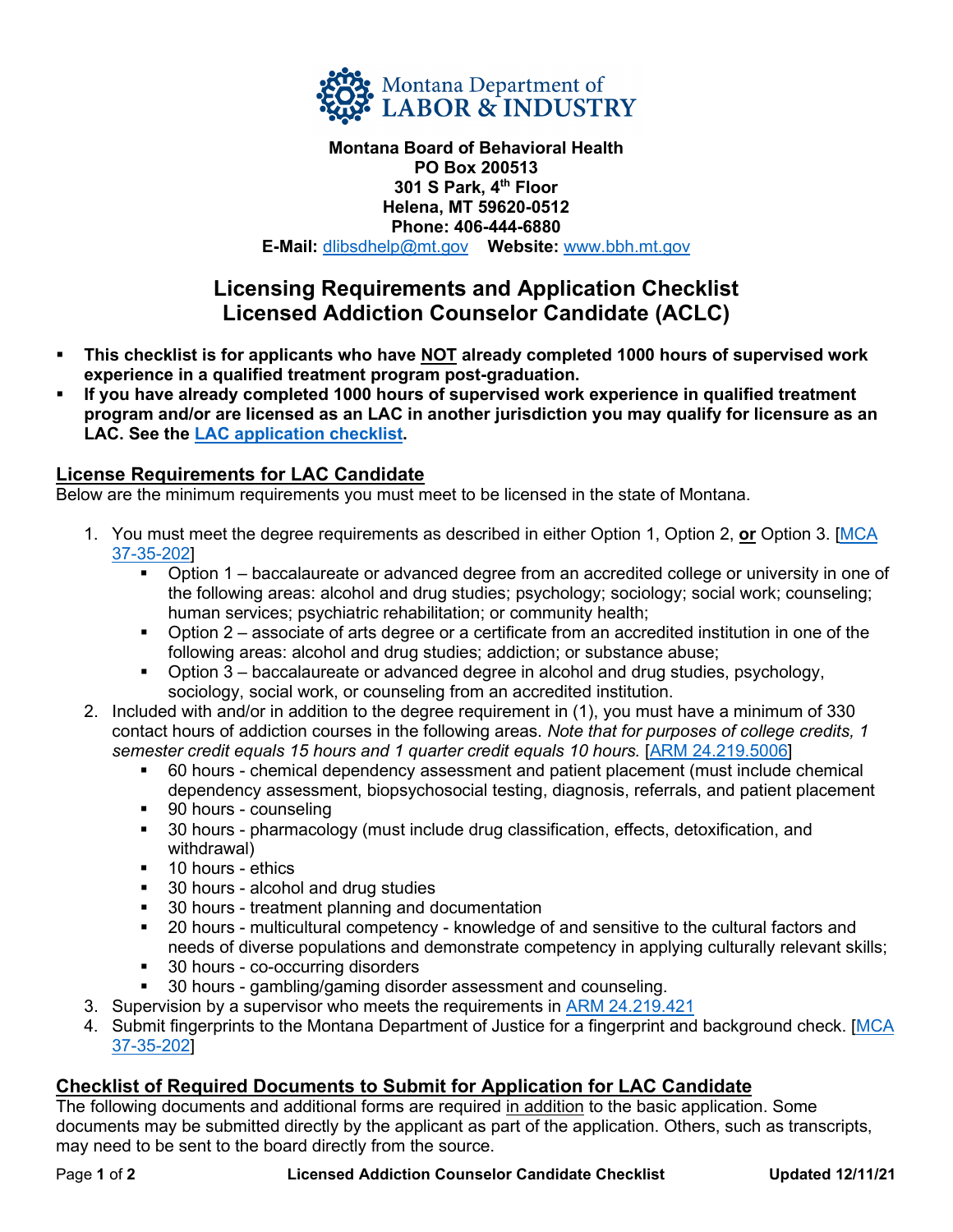Montana Department of LABOR & INDUSTRY

**Montana Board of Behavioral Health**
**PO Box 200513**
**301 S Park, 4th Floor**
**Helena, MT 59620-0512**
**Phone: 406-444-6880**
**E-Mail:** dlibsdhelp@mt.gov **Website:** www.bbh.mt.gov

# Licensing Requirements and Application Checklist
# Licensed Addiction Counselor Candidate (ACLC)

- **This checklist is for applicants who have NOT already completed 1000 hours of supervised work experience in a qualified treatment program post-graduation.**
- **If you have already completed 1000 hours of supervised work experience in qualified treatment program and/or are licensed as an LAC in another jurisdiction you may qualify for licensure as an LAC. See the LAC application checklist.**

## License Requirements for LAC Candidate

Below are the minimum requirements you must meet to be licensed in the state of Montana.

1. You must meet the degree requirements as described in either Option 1, Option 2, **or** Option 3. [MCA 37-35-202]
   - Option 1 – baccalaureate or advanced degree from an accredited college or university in one of the following areas: alcohol and drug studies; psychology; sociology; social work; counseling; human services; psychiatric rehabilitation; or community health;
   - Option 2 – associate of arts degree or a certificate from an accredited institution in one of the following areas: alcohol and drug studies; addiction; or substance abuse;
   - Option 3 – baccalaureate or advanced degree in alcohol and drug studies, psychology, sociology, social work, or counseling from an accredited institution.
2. Included with and/or in addition to the degree requirement in (1), you must have a minimum of 330 contact hours of addiction courses in the following areas. *Note that for purposes of college credits, 1 semester credit equals 15 hours and 1 quarter credit equals 10 hours.* [ARM 24.219.5006]
   - 60 hours - chemical dependency assessment and patient placement (must include chemical dependency assessment, biopsychosocial testing, diagnosis, referrals, and patient placement
   - 90 hours - counseling
   - 30 hours - pharmacology (must include drug classification, effects, detoxification, and withdrawal)
   - 10 hours - ethics
   - 30 hours - alcohol and drug studies
   - 30 hours - treatment planning and documentation
   - 20 hours - multicultural competency - knowledge of and sensitive to the cultural factors and needs of diverse populations and demonstrate competency in applying culturally relevant skills;
   - 30 hours - co-occurring disorders
   - 30 hours - gambling/gaming disorder assessment and counseling.
3. Supervision by a supervisor who meets the requirements in ARM 24.219.421
4. Submit fingerprints to the Montana Department of Justice for a fingerprint and background check. [MCA 37-35-202]

## Checklist of Required Documents to Submit for Application for LAC Candidate

The following documents and additional forms are required in addition to the basic application. Some documents may be submitted directly by the applicant as part of the application. Others, such as transcripts, may need to be sent to the board directly from the source.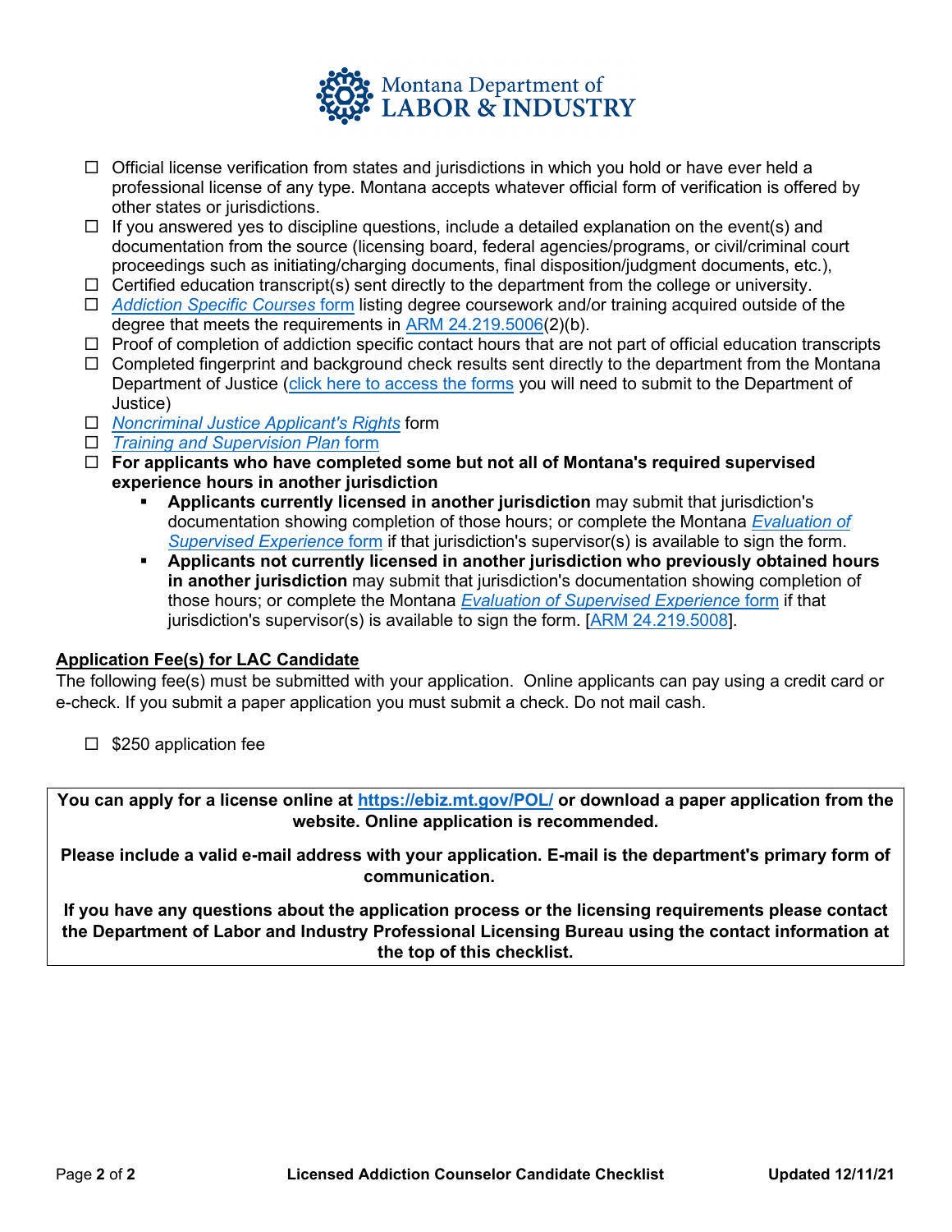Montana Department of LABOR & INDUSTRY

- ☐ Official license verification from states and jurisdictions in which you hold or have ever held a professional license of any type. Montana accepts whatever official form of verification is offered by other states or jurisdictions.
- ☐ If you answered yes to discipline questions, include a detailed explanation on the event(s) and documentation from the source (licensing board, federal agencies/programs, or civil/criminal court proceedings such as initiating/charging documents, final disposition/judgment documents, etc.),
- ☐ Certified education transcript(s) sent directly to the department from the college or university.
- ☐ *Addiction Specific Courses* form listing degree coursework and/or training acquired outside of the degree that meets the requirements in ARM 24.219.5006(2)(b).
- ☐ Proof of completion of addiction specific contact hours that are not part of official education transcripts
- ☐ Completed fingerprint and background check results sent directly to the department from the Montana Department of Justice (click here to access the forms you will need to submit to the Department of Justice)
- ☐ *Noncriminal Justice Applicant's Rights* form
- ☐ *Training and Supervision Plan* form
- ☐ **For applicants who have completed some but not all of Montana's required supervised experience hours in another jurisdiction**
  - **Applicants currently licensed in another jurisdiction** may submit that jurisdiction's documentation showing completion of those hours; or complete the Montana *Evaluation of Supervised Experience* form if that jurisdiction's supervisor(s) is available to sign the form.
  - **Applicants not currently licensed in another jurisdiction who previously obtained hours in another jurisdiction** may submit that jurisdiction's documentation showing completion of those hours; or complete the Montana *Evaluation of Supervised Experience* form if that jurisdiction's supervisor(s) is available to sign the form. [ARM 24.219.5008].

## Application Fee(s) for LAC Candidate

The following fee(s) must be submitted with your application. Online applicants can pay using a credit card or e-check. If you submit a paper application you must submit a check. Do not mail cash.

- ☐ $250 application fee

**You can apply for a license online at https://ebiz.mt.gov/POL/ or download a paper application from the website. Online application is recommended.**

**Please include a valid e-mail address with your application. E-mail is the department's primary form of communication.**

**If you have any questions about the application process or the licensing requirements please contact the Department of Labor and Industry Professional Licensing Bureau using the contact information at the top of this checklist.**